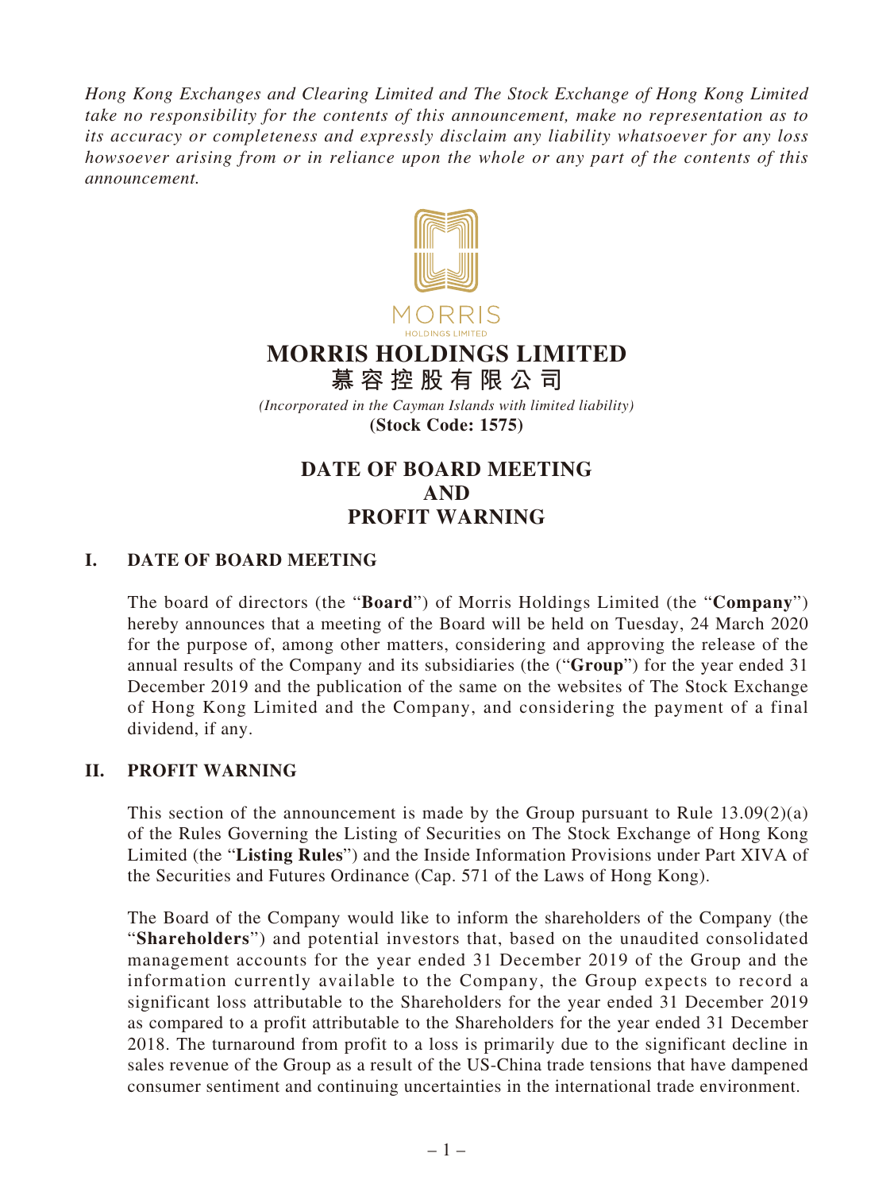*Hong Kong Exchanges and Clearing Limited and The Stock Exchange of Hong Kong Limited take no responsibility for the contents of this announcement, make no representation as to its accuracy or completeness and expressly disclaim any liability whatsoever for any loss howsoever arising from or in reliance upon the whole or any part of the contents of this announcement.*

MORRIS
HOLDINGS LIMITED

# MORRIS HOLDINGS LIMITED
# 慕容控股有限公司

*(Incorporated in the Cayman Islands with limited liability)*
**(Stock Code: 1575)**

# DATE OF BOARD MEETING AND PROFIT WARNING

## I. DATE OF BOARD MEETING

The board of directors (the "**Board**") of Morris Holdings Limited (the "**Company**") hereby announces that a meeting of the Board will be held on Tuesday, 24 March 2020 for the purpose of, among other matters, considering and approving the release of the annual results of the Company and its subsidiaries (the ("**Group**") for the year ended 31 December 2019 and the publication of the same on the websites of The Stock Exchange of Hong Kong Limited and the Company, and considering the payment of a final dividend, if any.

## II. PROFIT WARNING

This section of the announcement is made by the Group pursuant to Rule 13.09(2)(a) of the Rules Governing the Listing of Securities on The Stock Exchange of Hong Kong Limited (the "**Listing Rules**") and the Inside Information Provisions under Part XIVA of the Securities and Futures Ordinance (Cap. 571 of the Laws of Hong Kong).

The Board of the Company would like to inform the shareholders of the Company (the "**Shareholders**") and potential investors that, based on the unaudited consolidated management accounts for the year ended 31 December 2019 of the Group and the information currently available to the Company, the Group expects to record a significant loss attributable to the Shareholders for the year ended 31 December 2019 as compared to a profit attributable to the Shareholders for the year ended 31 December 2018. The turnaround from profit to a loss is primarily due to the significant decline in sales revenue of the Group as a result of the US-China trade tensions that have dampened consumer sentiment and continuing uncertainties in the international trade environment.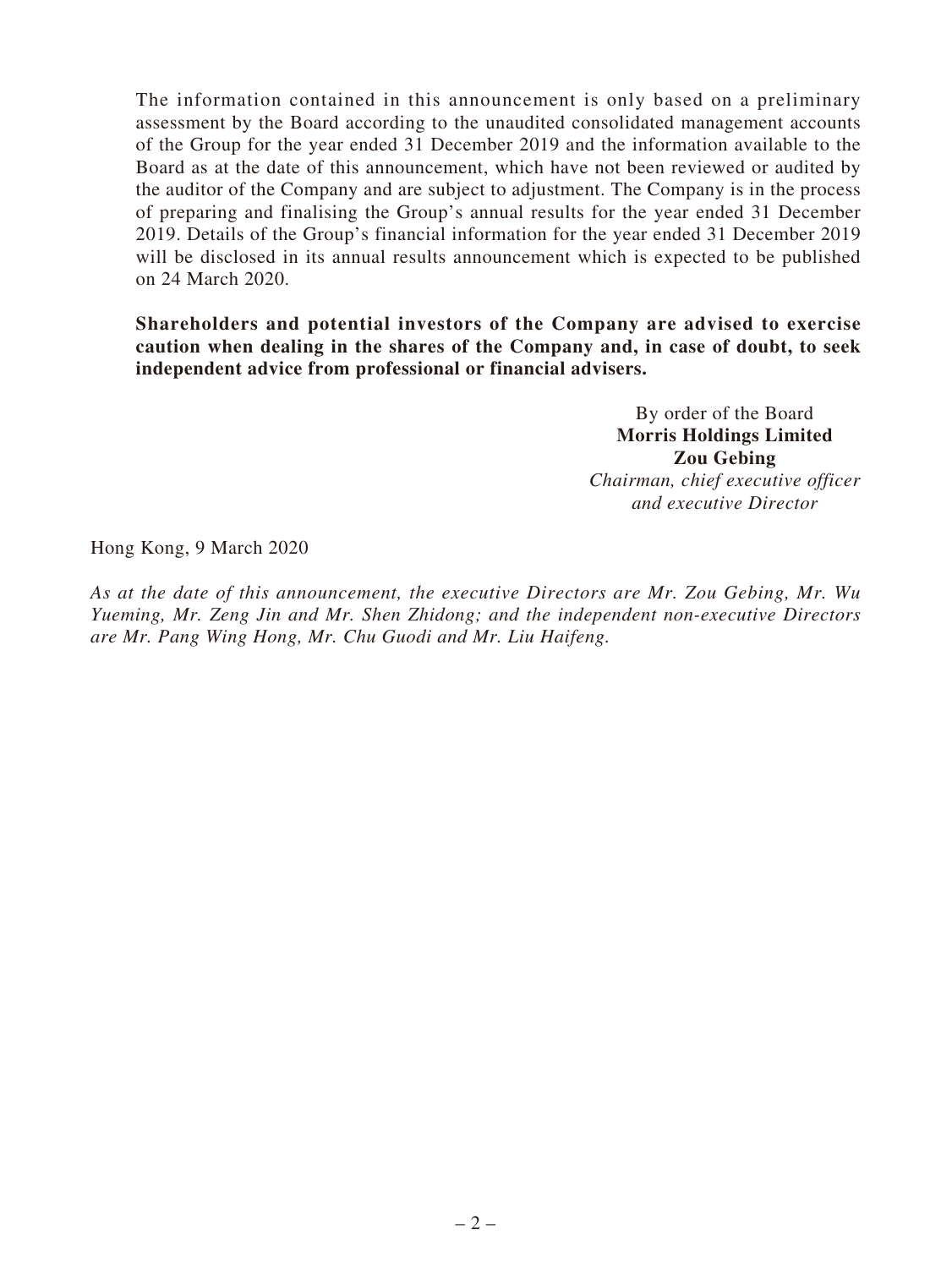The information contained in this announcement is only based on a preliminary assessment by the Board according to the unaudited consolidated management accounts of the Group for the year ended 31 December 2019 and the information available to the Board as at the date of this announcement, which have not been reviewed or audited by the auditor of the Company and are subject to adjustment. The Company is in the process of preparing and finalising the Group's annual results for the year ended 31 December 2019. Details of the Group's financial information for the year ended 31 December 2019 will be disclosed in its annual results announcement which is expected to be published on 24 March 2020.

**Shareholders and potential investors of the Company are advised to exercise caution when dealing in the shares of the Company and, in case of doubt, to seek independent advice from professional or financial advisers.**

By order of the Board
**Morris Holdings Limited**
**Zou Gebing**
*Chairman, chief executive officer and executive Director*

Hong Kong, 9 March 2020

*As at the date of this announcement, the executive Directors are Mr. Zou Gebing, Mr. Wu Yueming, Mr. Zeng Jin and Mr. Shen Zhidong; and the independent non-executive Directors are Mr. Pang Wing Hong, Mr. Chu Guodi and Mr. Liu Haifeng.*